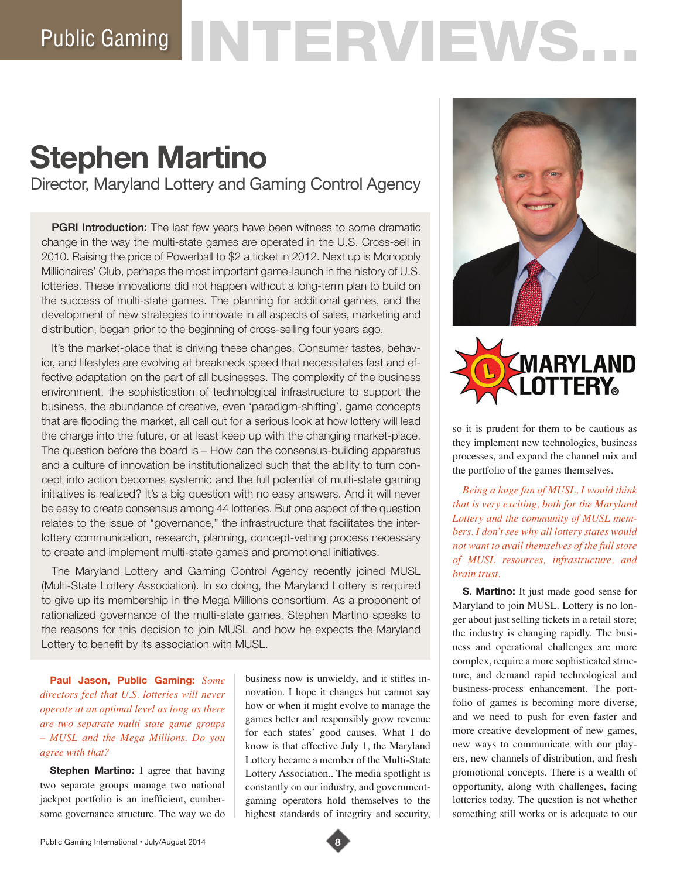# Public Gaming INTERVIEWS...

## Stephen Martino

Director, Maryland Lottery and Gaming Control Agency

**PGRI Introduction:** The last few years have been witness to some dramatic change in the way the multi-state games are operated in the U.S. Cross-sell in 2010. Raising the price of Powerball to $2 a ticket in 2012. Next up is Monopoly Millionaires' Club, perhaps the most important game-launch in the history of U.S. lotteries. These innovations did not happen without a long-term plan to build on the success of multi-state games. The planning for additional games, and the development of new strategies to innovate in all aspects of sales, marketing and distribution, began prior to the beginning of cross-selling four years ago.

It's the market-place that is driving these changes. Consumer tastes, behavior, and lifestyles are evolving at breakneck speed that necessitates fast and effective adaptation on the part of all businesses. The complexity of the business environment, the sophistication of technological infrastructure to support the business, the abundance of creative, even 'paradigm-shifting', game concepts that are flooding the market, all call out for a serious look at how lottery will lead the charge into the future, or at least keep up with the changing market-place. The question before the board is – How can the consensus-building apparatus and a culture of innovation be institutionalized such that the ability to turn concept into action becomes systemic and the full potential of multi-state gaming initiatives is realized? It's a big question with no easy answers. And it will never be easy to create consensus among 44 lotteries. But one aspect of the question relates to the issue of "governance," the infrastructure that facilitates the inter-lottery communication, research, planning, concept-vetting process necessary to create and implement multi-state games and promotional initiatives.

The Maryland Lottery and Gaming Control Agency recently joined MUSL (Multi-State Lottery Association). In so doing, the Maryland Lottery is required to give up its membership in the Mega Millions consortium. As a proponent of rationalized governance of the multi-state games, Stephen Martino speaks to the reasons for this decision to join MUSL and how he expects the Maryland Lottery to benefit by its association with MUSL.

**Paul Jason, Public Gaming:** *Some directors feel that U.S. lotteries will never operate at an optimal level as long as there are two separate multi state game groups – MUSL and the Mega Millions. Do you agree with that?*

**Stephen Martino:** I agree that having two separate groups manage two national jackpot portfolio is an inefficient, cumbersome governance structure. The way we do business now is unwieldy, and it stifles innovation. I hope it changes but cannot say how or when it might evolve to manage the games better and responsibly grow revenue for each states' good causes. What I do know is that effective July 1, the Maryland Lottery became a member of the Multi-State Lottery Association. The media spotlight is constantly on our industry, and government-gaming operators hold themselves to the highest standards of integrity and security, so it is prudent for them to be cautious as they implement new technologies, business processes, and expand the channel mix and the portfolio of the games themselves.

*Being a huge fan of MUSL, I would think that is very exciting, both for the Maryland Lottery and the community of MUSL members. I don't see why all lottery states would not want to avail themselves of the full store of MUSL resources, infrastructure, and brain trust.*

**S. Martino:** It just made good sense for Maryland to join MUSL. Lottery is no longer about just selling tickets in a retail store; the industry is changing rapidly. The business and operational challenges are more complex, require a more sophisticated structure, and demand rapid technological and business-process enhancement. The portfolio of games is becoming more diverse, and we need to push for even faster and more creative development of new games, new ways to communicate with our players, new channels of distribution, and fresh promotional concepts. There is a wealth of opportunity, along with challenges, facing lotteries today. The question is not whether something still works or is adequate to our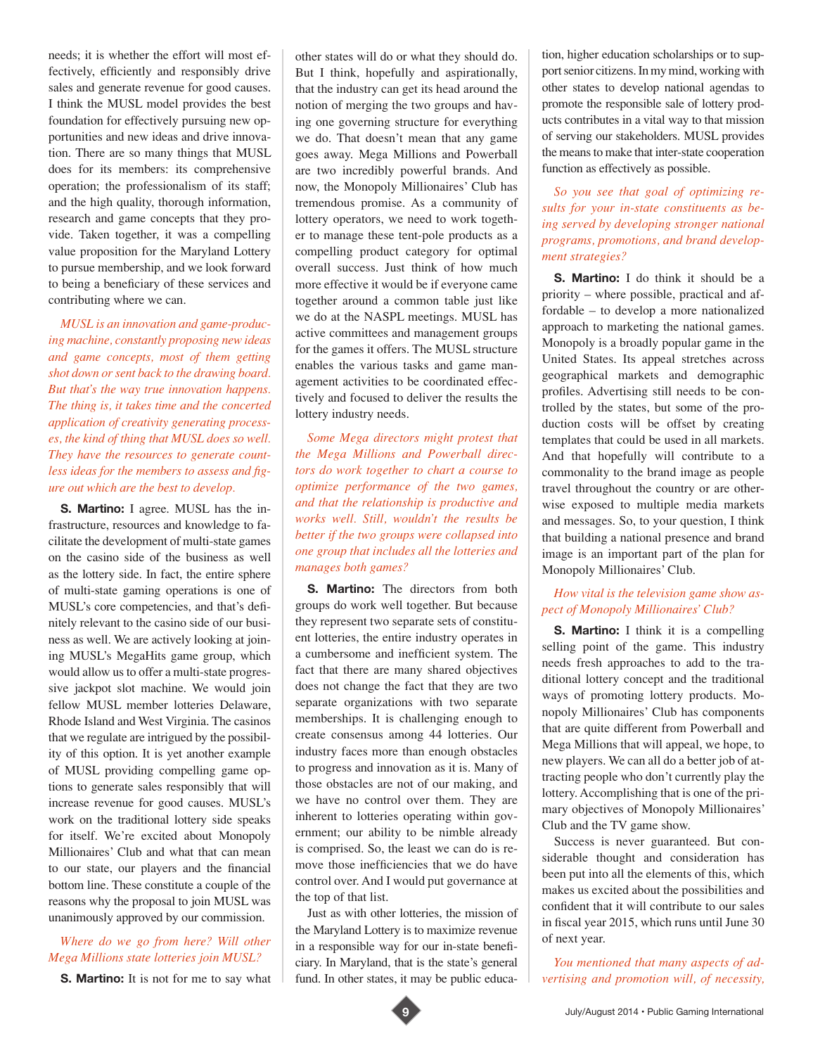needs; it is whether the effort will most effectively, efficiently and responsibly drive sales and generate revenue for good causes. I think the MUSL model provides the best foundation for effectively pursuing new opportunities and new ideas and drive innovation. There are so many things that MUSL does for its members: its comprehensive operation; the professionalism of its staff; and the high quality, thorough information, research and game concepts that they provide. Taken together, it was a compelling value proposition for the Maryland Lottery to pursue membership, and we look forward to being a beneficiary of these services and contributing where we can.

*MUSL is an innovation and game-producing machine, constantly proposing new ideas and game concepts, most of them getting shot down or sent back to the drawing board. But that's the way true innovation happens. The thing is, it takes time and the concerted application of creativity generating processes, the kind of thing that MUSL does so well. They have the resources to generate countless ideas for the members to assess and figure out which are the best to develop.*

**S. Martino:** I agree. MUSL has the infrastructure, resources and knowledge to facilitate the development of multi-state games on the casino side of the business as well as the lottery side. In fact, the entire sphere of multi-state gaming operations is one of MUSL's core competencies, and that's definitely relevant to the casino side of our business as well. We are actively looking at joining MUSL's MegaHits game group, which would allow us to offer a multi-state progressive jackpot slot machine. We would join fellow MUSL member lotteries Delaware, Rhode Island and West Virginia. The casinos that we regulate are intrigued by the possibility of this option. It is yet another example of MUSL providing compelling game options to generate sales responsibly that will increase revenue for good causes. MUSL's work on the traditional lottery side speaks for itself. We're excited about Monopoly Millionaires' Club and what that can mean to our state, our players and the financial bottom line. These constitute a couple of the reasons why the proposal to join MUSL was unanimously approved by our commission.

*Where do we go from here? Will other Mega Millions state lotteries join MUSL?*

**S. Martino:** It is not for me to say what other states will do or what they should do. But I think, hopefully and aspirationally, that the industry can get its head around the notion of merging the two groups and having one governing structure for everything we do. That doesn't mean that any game goes away. Mega Millions and Powerball are two incredibly powerful brands. And now, the Monopoly Millionaires' Club has tremendous promise. As a community of lottery operators, we need to work together to manage these tent-pole products as a compelling product category for optimal overall success. Just think of how much more effective it would be if everyone came together around a common table just like we do at the NASPL meetings. MUSL has active committees and management groups for the games it offers. The MUSL structure enables the various tasks and game management activities to be coordinated effectively and focused to deliver the results the lottery industry needs.

*Some Mega directors might protest that the Mega Millions and Powerball directors do work together to chart a course to optimize performance of the two games, and that the relationship is productive and works well. Still, wouldn't the results be better if the two groups were collapsed into one group that includes all the lotteries and manages both games?*

**S. Martino:** The directors from both groups do work well together. But because they represent two separate sets of constituent lotteries, the entire industry operates in a cumbersome and inefficient system. The fact that there are many shared objectives does not change the fact that they are two separate organizations with two separate memberships. It is challenging enough to create consensus among 44 lotteries. Our industry faces more than enough obstacles to progress and innovation as it is. Many of those obstacles are not of our making, and we have no control over them. They are inherent to lotteries operating within government; our ability to be nimble already is comprised. So, the least we can do is remove those inefficiencies that we do have control over. And I would put governance at the top of that list.

Just as with other lotteries, the mission of the Maryland Lottery is to maximize revenue in a responsible way for our in-state beneficiary. In Maryland, that is the state's general fund. In other states, it may be public education, higher education scholarships or to support senior citizens. In my mind, working with other states to develop national agendas to promote the responsible sale of lottery products contributes in a vital way to that mission of serving our stakeholders. MUSL provides the means to make that inter-state cooperation function as effectively as possible.

*So you see that goal of optimizing results for your in-state constituents as being served by developing stronger national programs, promotions, and brand development strategies?*

**S. Martino:** I do think it should be a priority – where possible, practical and affordable – to develop a more nationalized approach to marketing the national games. Monopoly is a broadly popular game in the United States. Its appeal stretches across geographical markets and demographic profiles. Advertising still needs to be controlled by the states, but some of the production costs will be offset by creating templates that could be used in all markets. And that hopefully will contribute to a commonality to the brand image as people travel throughout the country or are otherwise exposed to multiple media markets and messages. So, to your question, I think that building a national presence and brand image is an important part of the plan for Monopoly Millionaires' Club.

*How vital is the television game show aspect of Monopoly Millionaires' Club?*

**S. Martino:** I think it is a compelling selling point of the game. This industry needs fresh approaches to add to the traditional lottery concept and the traditional ways of promoting lottery products. Monopoly Millionaires' Club has components that are quite different from Powerball and Mega Millions that will appeal, we hope, to new players. We can all do a better job of attracting people who don't currently play the lottery. Accomplishing that is one of the primary objectives of Monopoly Millionaires' Club and the TV game show.

Success is never guaranteed. But considerable thought and consideration has been put into all the elements of this, which makes us excited about the possibilities and confident that it will contribute to our sales in fiscal year 2015, which runs until June 30 of next year.

*You mentioned that many aspects of advertising and promotion will, of necessity,*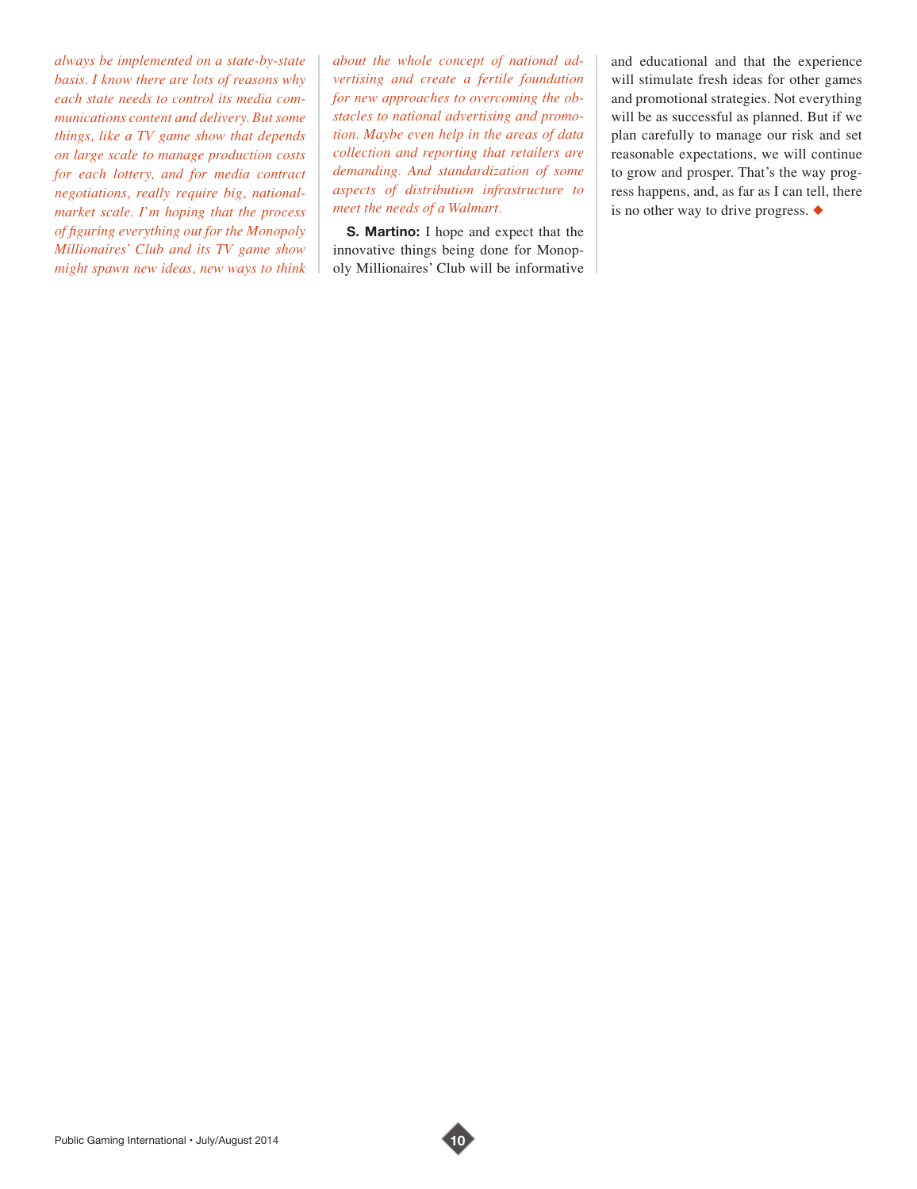*always be implemented on a state-by-state basis. I know there are lots of reasons why each state needs to control its media communications content and delivery. But some things, like a TV game show that depends on large scale to manage production costs for each lottery, and for media contract negotiations, really require big, national-market scale. I'm hoping that the process of figuring everything out for the Monopoly Millionaires' Club and its TV game show might spawn new ideas, new ways to think about the whole concept of national advertising and create a fertile foundation for new approaches to overcoming the obstacles to national advertising and promotion. Maybe even help in the areas of data collection and reporting that retailers are demanding. And standardization of some aspects of distribution infrastructure to meet the needs of a Walmart.*

**S. Martino:** I hope and expect that the innovative things being done for Monopoly Millionaires' Club will be informative and educational and that the experience will stimulate fresh ideas for other games and promotional strategies. Not everything will be as successful as planned. But if we plan carefully to manage our risk and set reasonable expectations, we will continue to grow and prosper. That's the way progress happens, and, as far as I can tell, there is no other way to drive progress. ◆